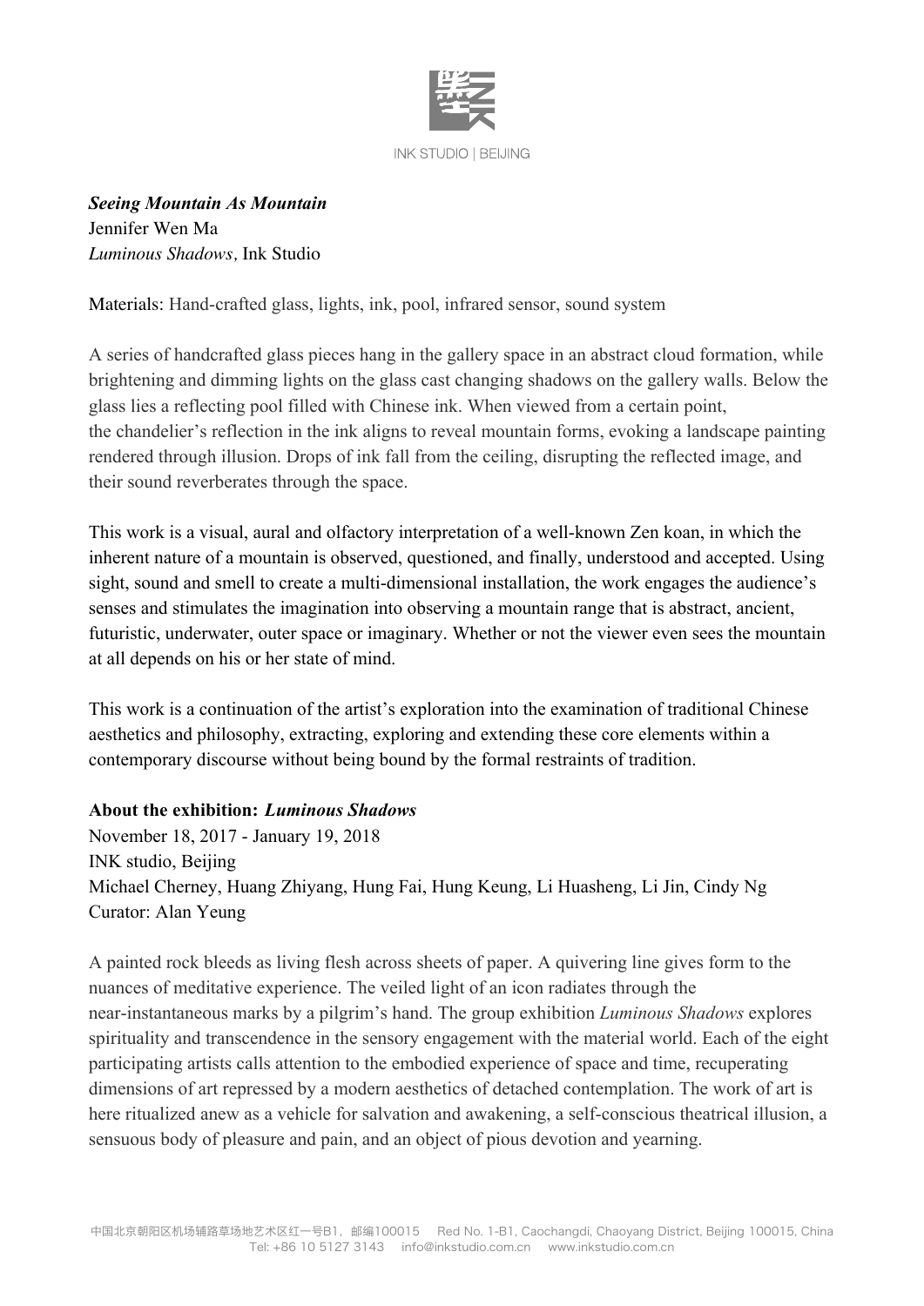INK STUDIO | BEIJING

***Seeing Mountain As Mountain***
Jennifer Wen Ma
*Luminous Shadows,* Ink Studio

Materials: Hand-crafted glass, lights, ink, pool, infrared sensor, sound system

A series of handcrafted glass pieces hang in the gallery space in an abstract cloud formation, while brightening and dimming lights on the glass cast changing shadows on the gallery walls. Below the glass lies a reflecting pool filled with Chinese ink. When viewed from a certain point, the chandelier's reflection in the ink aligns to reveal mountain forms, evoking a landscape painting rendered through illusion. Drops of ink fall from the ceiling, disrupting the reflected image, and their sound reverberates through the space.

This work is a visual, aural and olfactory interpretation of a well-known Zen koan, in which the inherent nature of a mountain is observed, questioned, and finally, understood and accepted. Using sight, sound and smell to create a multi-dimensional installation, the work engages the audience's senses and stimulates the imagination into observing a mountain range that is abstract, ancient, futuristic, underwater, outer space or imaginary. Whether or not the viewer even sees the mountain at all depends on his or her state of mind.

This work is a continuation of the artist's exploration into the examination of traditional Chinese aesthetics and philosophy, extracting, exploring and extending these core elements within a contemporary discourse without being bound by the formal restraints of tradition.

**About the exhibition: *Luminous Shadows***
November 18, 2017 - January 19, 2018
INK studio, Beijing
Michael Cherney, Huang Zhiyang, Hung Fai, Hung Keung, Li Huasheng, Li Jin, Cindy Ng
Curator: Alan Yeung

A painted rock bleeds as living flesh across sheets of paper. A quivering line gives form to the nuances of meditative experience. The veiled light of an icon radiates through the near-instantaneous marks by a pilgrim's hand. The group exhibition *Luminous Shadows* explores spirituality and transcendence in the sensory engagement with the material world. Each of the eight participating artists calls attention to the embodied experience of space and time, recuperating dimensions of art repressed by a modern aesthetics of detached contemplation. The work of art is here ritualized anew as a vehicle for salvation and awakening, a self-conscious theatrical illusion, a sensuous body of pleasure and pain, and an object of pious devotion and yearning.

中国北京朝阳区机场辅路草场地艺术区红一号B1，邮编100015 Red No. 1-B1, Caochangdi, Chaoyang District, Beijing 100015, China
Tel: +86 10 5127 3143 info@inkstudio.com.cn www.inkstudio.com.cn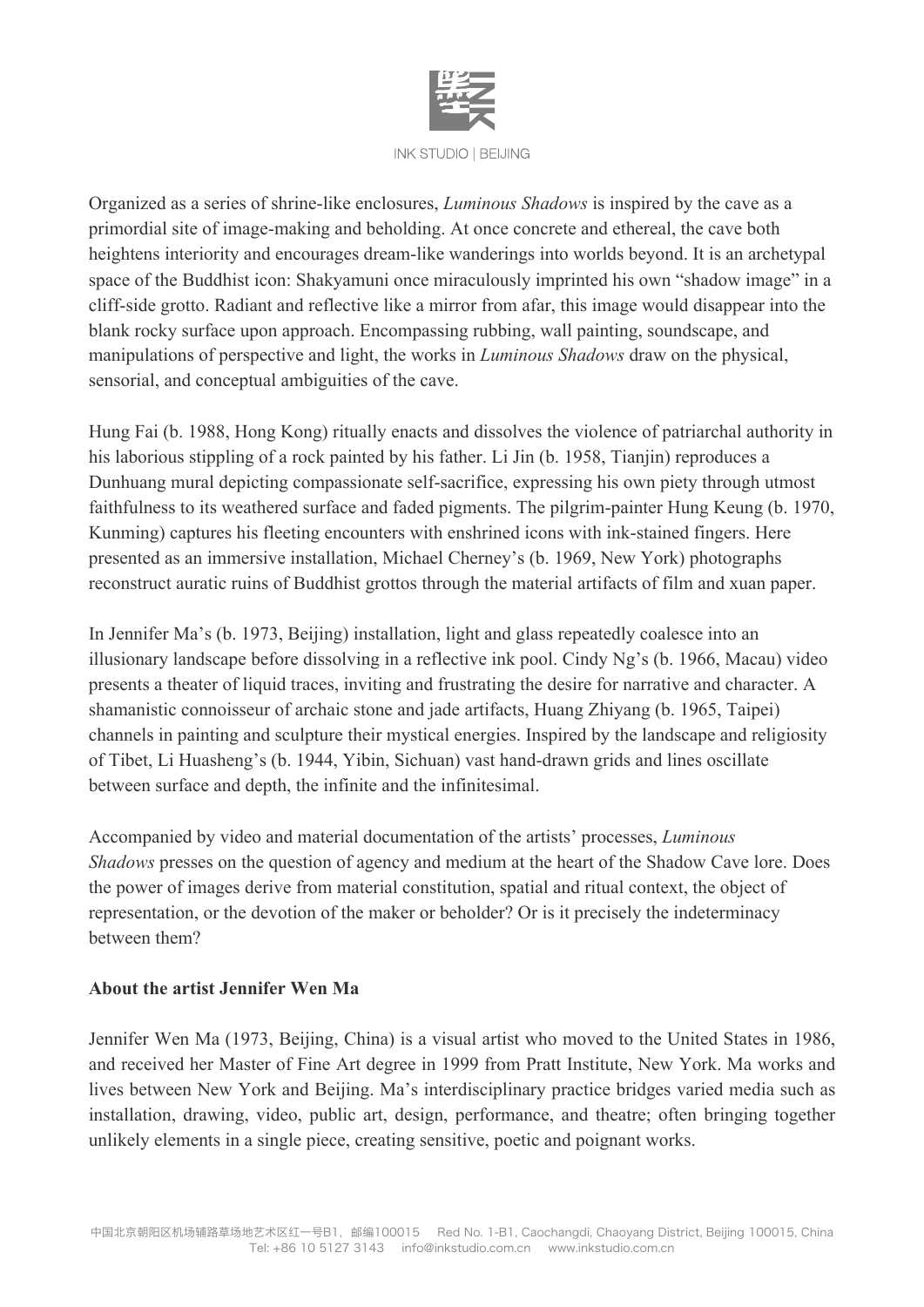Organized as a series of shrine-like enclosures, *Luminous Shadows* is inspired by the cave as a primordial site of image-making and beholding. At once concrete and ethereal, the cave both heightens interiority and encourages dream-like wanderings into worlds beyond. It is an archetypal space of the Buddhist icon: Shakyamuni once miraculously imprinted his own "shadow image" in a cliff-side grotto. Radiant and reflective like a mirror from afar, this image would disappear into the blank rocky surface upon approach. Encompassing rubbing, wall painting, soundscape, and manipulations of perspective and light, the works in *Luminous Shadows* draw on the physical, sensorial, and conceptual ambiguities of the cave.

Hung Fai (b. 1988, Hong Kong) ritually enacts and dissolves the violence of patriarchal authority in his laborious stippling of a rock painted by his father. Li Jin (b. 1958, Tianjin) reproduces a Dunhuang mural depicting compassionate self-sacrifice, expressing his own piety through utmost faithfulness to its weathered surface and faded pigments. The pilgrim-painter Hung Keung (b. 1970, Kunming) captures his fleeting encounters with enshrined icons with ink-stained fingers. Here presented as an immersive installation, Michael Cherney's (b. 1969, New York) photographs reconstruct auratic ruins of Buddhist grottos through the material artifacts of film and xuan paper.

In Jennifer Ma's (b. 1973, Beijing) installation, light and glass repeatedly coalesce into an illusionary landscape before dissolving in a reflective ink pool. Cindy Ng's (b. 1966, Macau) video presents a theater of liquid traces, inviting and frustrating the desire for narrative and character. A shamanistic connoisseur of archaic stone and jade artifacts, Huang Zhiyang (b. 1965, Taipei) channels in painting and sculpture their mystical energies. Inspired by the landscape and religiosity of Tibet, Li Huasheng's (b. 1944, Yibin, Sichuan) vast hand-drawn grids and lines oscillate between surface and depth, the infinite and the infinitesimal.

Accompanied by video and material documentation of the artists' processes, *Luminous Shadows* presses on the question of agency and medium at the heart of the Shadow Cave lore. Does the power of images derive from material constitution, spatial and ritual context, the object of representation, or the devotion of the maker or beholder? Or is it precisely the indeterminacy between them?

**About the artist Jennifer Wen Ma**

Jennifer Wen Ma (1973, Beijing, China) is a visual artist who moved to the United States in 1986, and received her Master of Fine Art degree in 1999 from Pratt Institute, New York. Ma works and lives between New York and Beijing. Ma's interdisciplinary practice bridges varied media such as installation, drawing, video, public art, design, performance, and theatre; often bringing together unlikely elements in a single piece, creating sensitive, poetic and poignant works.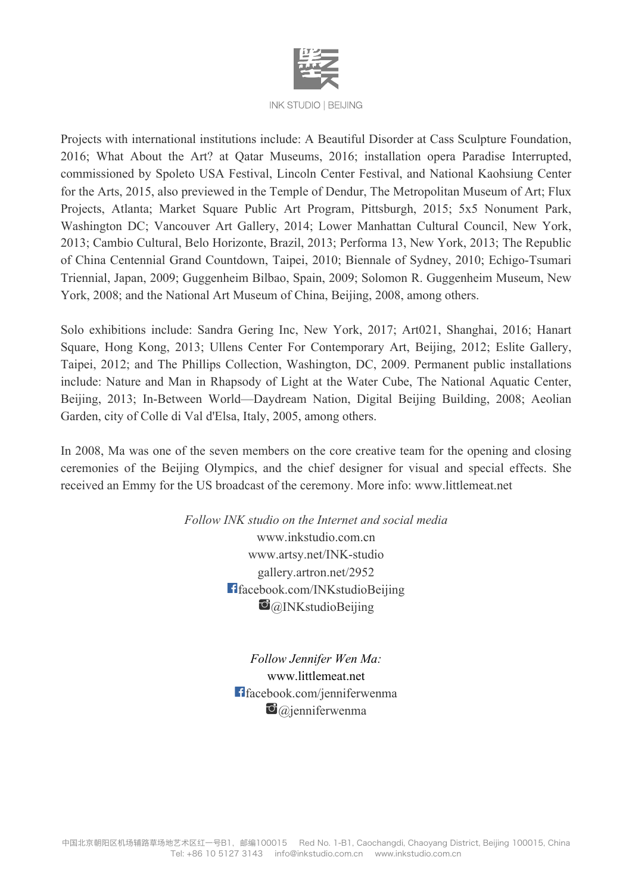Projects with international institutions include: A Beautiful Disorder at Cass Sculpture Foundation, 2016; What About the Art? at Qatar Museums, 2016; installation opera Paradise Interrupted, commissioned by Spoleto USA Festival, Lincoln Center Festival, and National Kaohsiung Center for the Arts, 2015, also previewed in the Temple of Dendur, The Metropolitan Museum of Art; Flux Projects, Atlanta; Market Square Public Art Program, Pittsburgh, 2015; 5x5 Nonument Park, Washington DC; Vancouver Art Gallery, 2014; Lower Manhattan Cultural Council, New York, 2013; Cambio Cultural, Belo Horizonte, Brazil, 2013; Performa 13, New York, 2013; The Republic of China Centennial Grand Countdown, Taipei, 2010; Biennale of Sydney, 2010; Echigo-Tsumari Triennial, Japan, 2009; Guggenheim Bilbao, Spain, 2009; Solomon R. Guggenheim Museum, New York, 2008; and the National Art Museum of China, Beijing, 2008, among others.

Solo exhibitions include: Sandra Gering Inc, New York, 2017; Art021, Shanghai, 2016; Hanart Square, Hong Kong, 2013; Ullens Center For Contemporary Art, Beijing, 2012; Eslite Gallery, Taipei, 2012; and The Phillips Collection, Washington, DC, 2009. Permanent public installations include: Nature and Man in Rhapsody of Light at the Water Cube, The National Aquatic Center, Beijing, 2013; In-Between World—Daydream Nation, Digital Beijing Building, 2008; Aeolian Garden, city of Colle di Val d'Elsa, Italy, 2005, among others.

In 2008, Ma was one of the seven members on the core creative team for the opening and closing ceremonies of the Beijing Olympics, and the chief designer for visual and special effects. She received an Emmy for the US broadcast of the ceremony. More info: www.littlemeat.net

*Follow INK studio on the Internet and social media*
www.inkstudio.com.cn
www.artsy.net/INK-studio
gallery.artron.net/2952
facebook.com/INKstudioBeijing
@INKstudioBeijing

*Follow Jennifer Wen Ma:*
www.littlemeat.net
facebook.com/jenniferwenma
@jenniferwenma